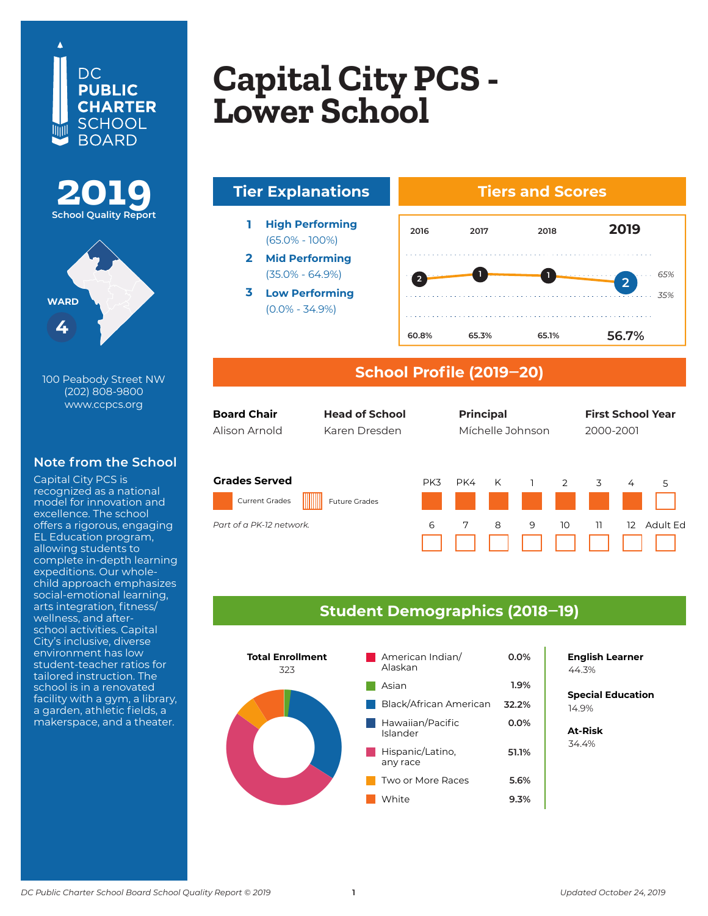DC PUBLIC CHARTER SCHOOL BOARD

**2019** School Quality Report

WARD **4**

100 Peabody Street NW
(202) 808-9800
www.ccpcs.org

## Note from the School

Capital City PCS is recognized as a national model for innovation and excellence. The school offers a rigorous, engaging EL Education program, allowing students to complete in-depth learning expeditions. Our whole-child approach emphasizes social-emotional learning, arts integration, fitness/wellness, and after-school activities. Capital City's inclusive, diverse environment has low student-teacher ratios for tailored instruction. The school is in a renovated facility with a gym, a library, a garden, athletic fields, a makerspace, and a theater.

# Capital City PCS - Lower School

## Tier Explanations

1. **High Performing** (65.0% - 100%)
2. **Mid Performing** (35.0% - 64.9%)
3. **Low Performing** (0.0% - 34.9%)

## Tiers and Scores

| | 2016 | 2017 | 2018 | 2019 |
|---|---|---|---|---|
| Tier | 2 | 1 | 1 | 2 |
| Score | 60.8% | 65.3% | 65.1% | 56.7% |

## School Profile (2019–20)

| Board Chair | Head of School | Principal | First School Year |
|---|---|---|---|
| Alison Arnold | Karen Dresden | Míchelle Johnson | 2000-2001 |

**Grades Served**

Current Grades: PK3, PK4, K, 1, 2, 3, 4

*Part of a PK-12 network.*

## Student Demographics (2018–19)

**Total Enrollment**
323

| Race/Ethnicity | Percent |
|---|---|
| American Indian/Alaskan | 0.0% |
| Asian | 1.9% |
| Black/African American | 32.2% |
| Hawaiian/Pacific Islander | 0.0% |
| Hispanic/Latino, any race | 51.1% |
| Two or More Races | 5.6% |
| White | 9.3% |

**English Learner**
44.3%

**Special Education**
14.9%

**At-Risk**
34.4%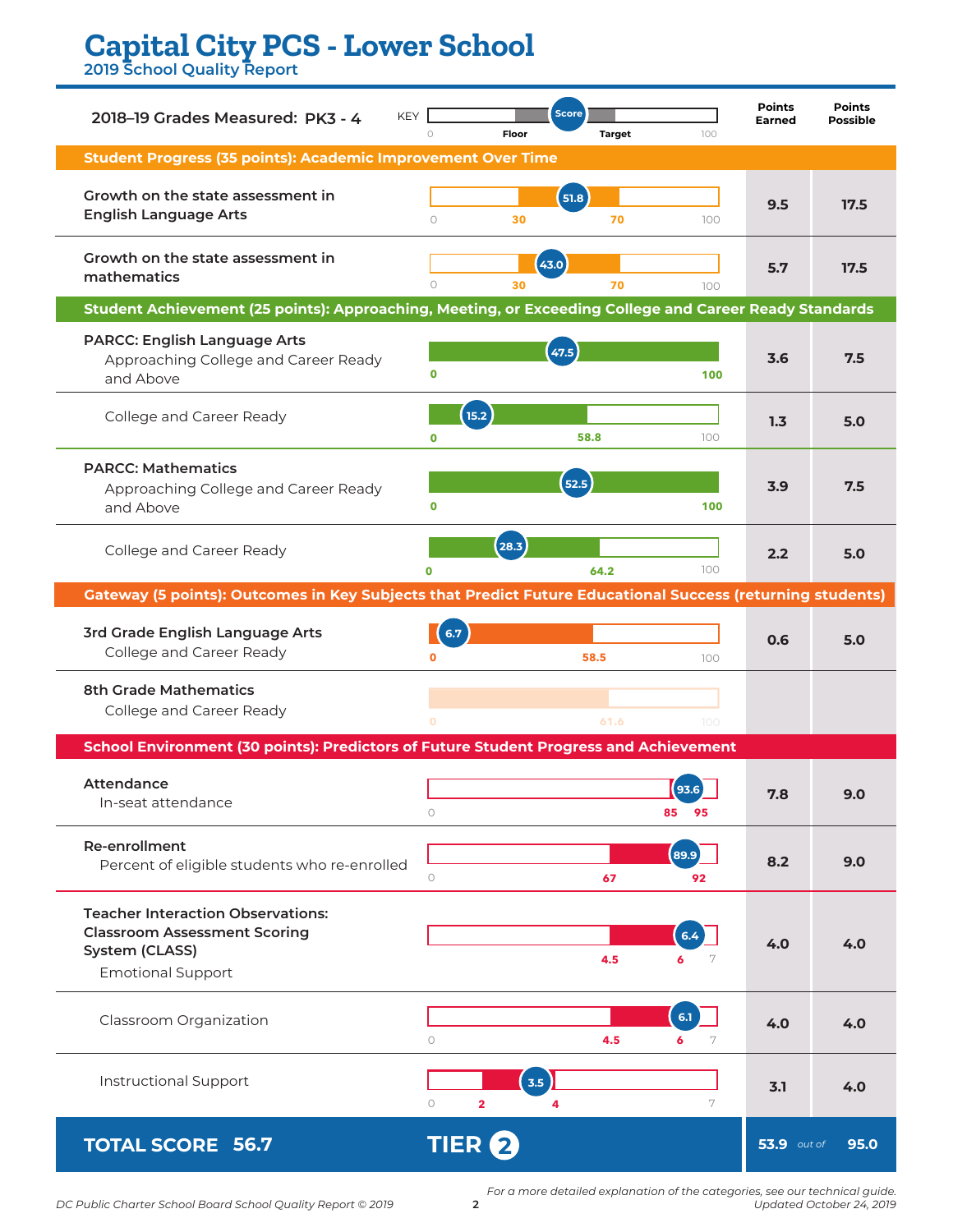# Capital City PCS - Lower School

## 2019 School Quality Report

**2018–19 Grades Measured: PK3 - 4**

KEY: 0 — Floor — Score — Target — 100

| Measure | Score | Floor | Target | Max | Points Earned | Points Possible |
|---|---|---|---|---|---|---|
| **Student Progress (35 points): Academic Improvement Over Time** | | | | | | |
| Growth on the state assessment in English Language Arts | 51.8 | 30 | 70 | 100 | 9.5 | 17.5 |
| Growth on the state assessment in mathematics | 43.0 | 30 | 70 | 100 | 5.7 | 17.5 |
| **Student Achievement (25 points): Approaching, Meeting, or Exceeding College and Career Ready Standards** | | | | | | |
| PARCC: English Language Arts — Approaching College and Career Ready and Above | 47.5 | 0 | 100 | | 3.6 | 7.5 |
| College and Career Ready | 15.2 | 0 | 58.8 | 100 | 1.3 | 5.0 |
| PARCC: Mathematics — Approaching College and Career Ready and Above | 52.5 | 0 | 100 | | 3.9 | 7.5 |
| College and Career Ready | 28.3 | 0 | 64.2 | 100 | 2.2 | 5.0 |
| **Gateway (5 points): Outcomes in Key Subjects that Predict Future Educational Success (returning students)** | | | | | | |
| 3rd Grade English Language Arts — College and Career Ready | 6.7 | 0 | 58.5 | 100 | 0.6 | 5.0 |
| 8th Grade Mathematics — College and Career Ready | | 0 | 61.6 | 100 | | |
| **School Environment (30 points): Predictors of Future Student Progress and Achievement** | | | | | | |
| Attendance — In-seat attendance | 93.6 | 85 | 95 | | 7.8 | 9.0 |
| Re-enrollment — Percent of eligible students who re-enrolled | 89.9 | 67 | 92 | | 8.2 | 9.0 |
| Teacher Interaction Observations: Classroom Assessment Scoring System (CLASS) — Emotional Support | 6.4 | 4.5 | 6 | 7 | 4.0 | 4.0 |
| Classroom Organization | 6.1 | 4.5 | 6 | 7 | 4.0 | 4.0 |
| Instructional Support | 3.5 | 2 | 4 | 7 | 3.1 | 4.0 |

**TOTAL SCORE 56.7** — **TIER 2** — **53.9** out of **95.0**

*For a more detailed explanation of the categories, see our technical guide.*
*Updated October 24, 2019*

*DC Public Charter School Board School Quality Report © 2019*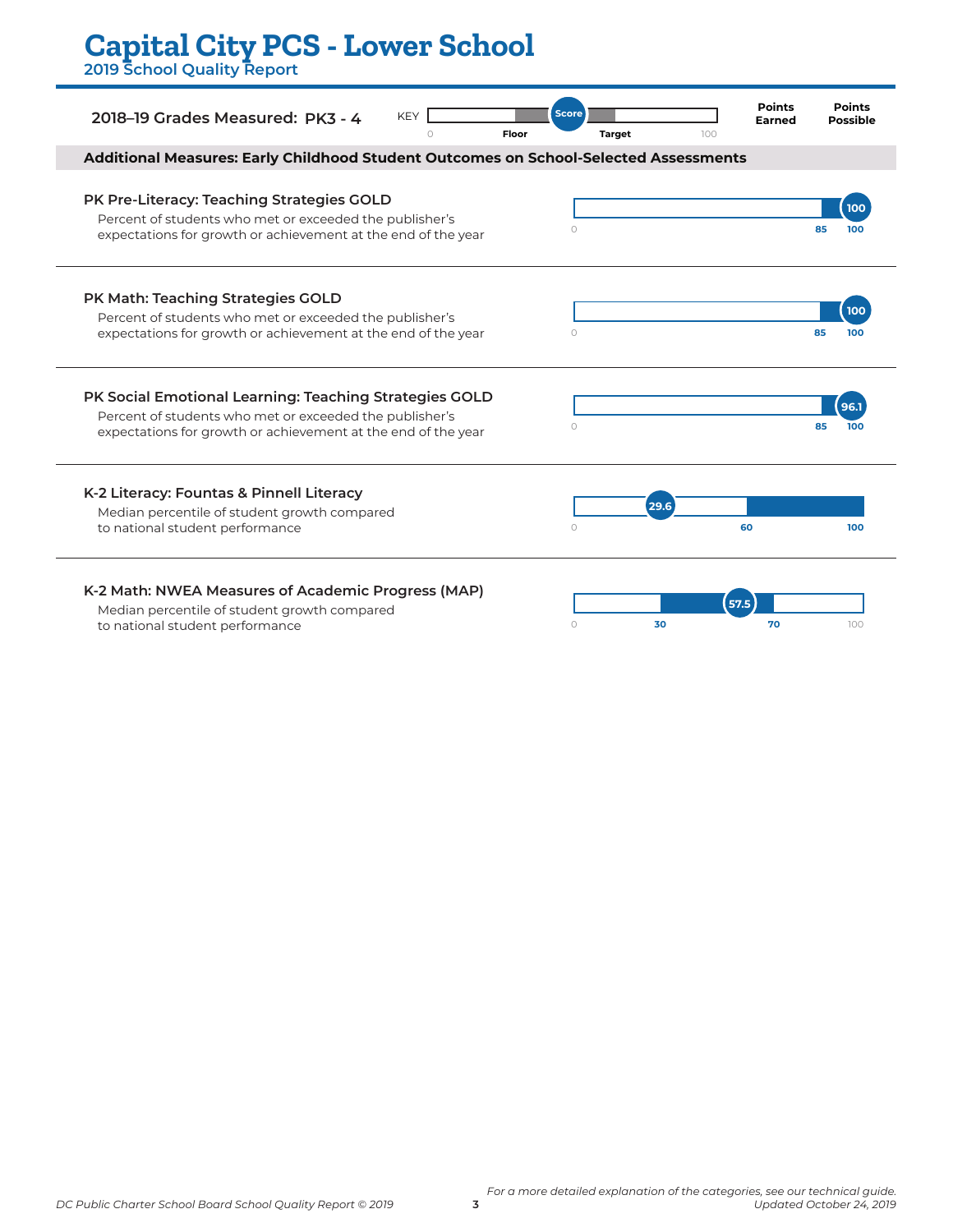# Capital City PCS - Lower School

2019 School Quality Report

**2018–19 Grades Measured: PK3 - 4**

KEY
Score
0 Floor Target 100

**Points Earned** **Points Possible**

**Additional Measures: Early Childhood Student Outcomes on School-Selected Assessments**

### PK Pre-Literacy: Teaching Strategies GOLD

Percent of students who met or exceeded the publisher's expectations for growth or achievement at the end of the year

100
0 85 100

### PK Math: Teaching Strategies GOLD

Percent of students who met or exceeded the publisher's expectations for growth or achievement at the end of the year

100
0 85 100

### PK Social Emotional Learning: Teaching Strategies GOLD

Percent of students who met or exceeded the publisher's expectations for growth or achievement at the end of the year

96.1
0 85 100

### K-2 Literacy: Fountas & Pinnell Literacy

Median percentile of student growth compared to national student performance

29.6
0 60 100

### K-2 Math: NWEA Measures of Academic Progress (MAP)

Median percentile of student growth compared to national student performance

57.5
0 30 70 100

*For a more detailed explanation of the categories, see our technical guide.*
*Updated October 24, 2019*